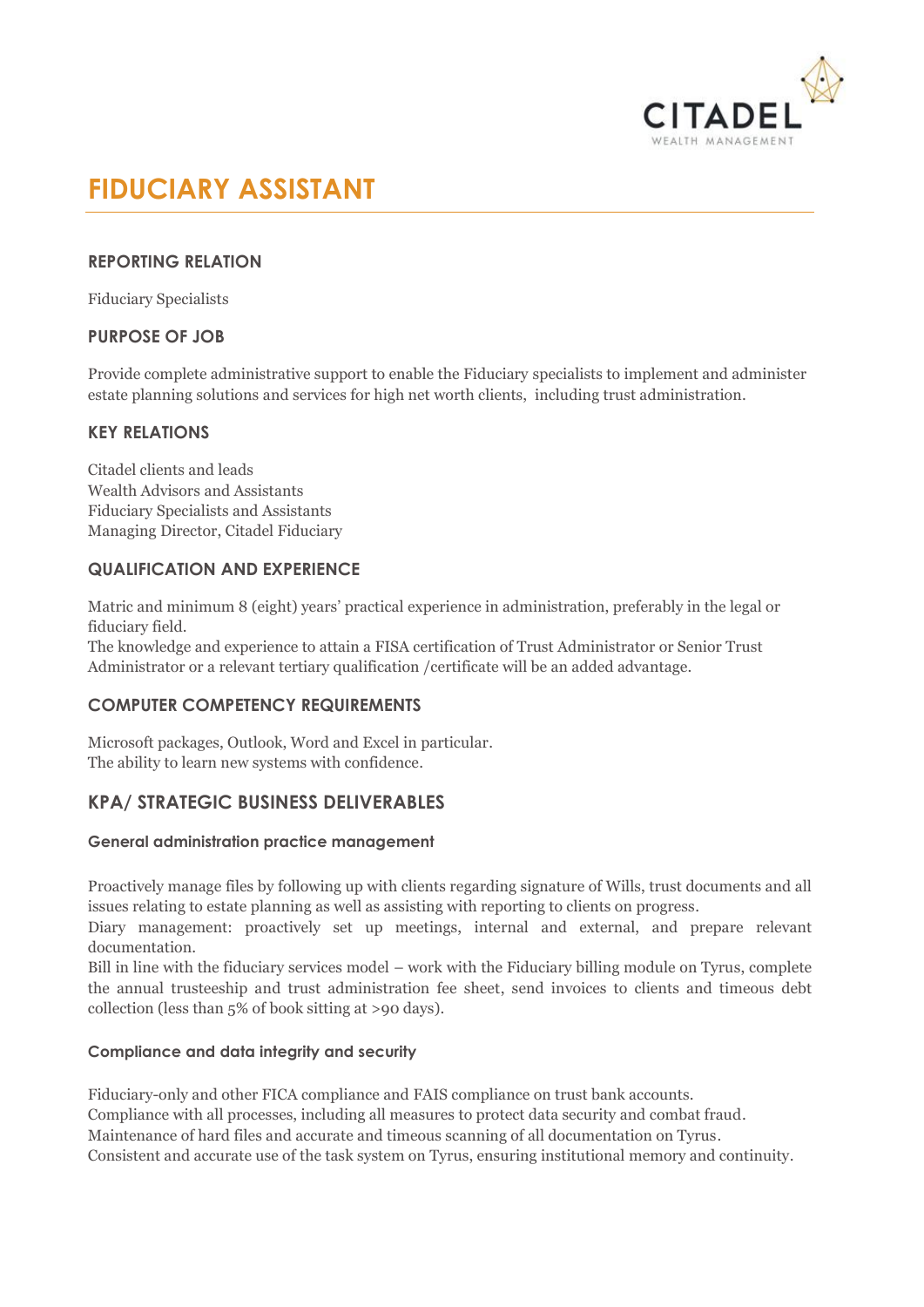# FIDUCIARY ASSISTANT

## REPORTING RELATION

Fiduciary Specialists

## PURPOSE OF JOB

Provide complete administrative support to enable the Fiduciary specialists to implement and administer estate planning solutions and services for high net worth clients, including trust administration.

## KEY RELATIONS

Citadel clients and leads
Wealth Advisors and Assistants
Fiduciary Specialists and Assistants
Managing Director, Citadel Fiduciary

## QUALIFICATION AND EXPERIENCE

Matric and minimum 8 (eight) years' practical experience in administration, preferably in the legal or fiduciary field.
The knowledge and experience to attain a FISA certification of Trust Administrator or Senior Trust Administrator or a relevant tertiary qualification /certificate will be an added advantage.

## COMPUTER COMPETENCY REQUIREMENTS

Microsoft packages, Outlook, Word and Excel in particular.
The ability to learn new systems with confidence.

## KPA/ STRATEGIC BUSINESS DELIVERABLES

### General administration practice management

Proactively manage files by following up with clients regarding signature of Wills, trust documents and all issues relating to estate planning as well as assisting with reporting to clients on progress.
Diary management: proactively set up meetings, internal and external, and prepare relevant documentation.
Bill in line with the fiduciary services model – work with the Fiduciary billing module on Tyrus, complete the annual trusteeship and trust administration fee sheet, send invoices to clients and timeous debt collection (less than 5% of book sitting at >90 days).

### Compliance and data integrity and security

Fiduciary-only and other FICA compliance and FAIS compliance on trust bank accounts.
Compliance with all processes, including all measures to protect data security and combat fraud.
Maintenance of hard files and accurate and timeous scanning of all documentation on Tyrus.
Consistent and accurate use of the task system on Tyrus, ensuring institutional memory and continuity.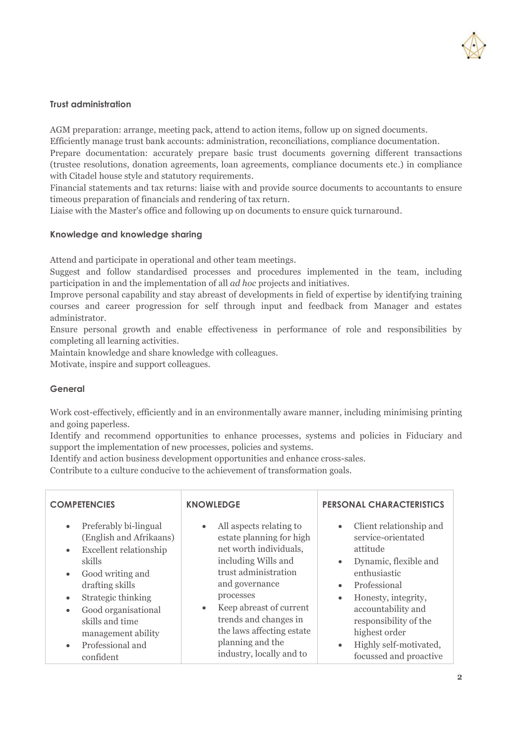### Trust administration

AGM preparation: arrange, meeting pack, attend to action items, follow up on signed documents.
Efficiently manage trust bank accounts: administration, reconciliations, compliance documentation.
Prepare documentation: accurately prepare basic trust documents governing different transactions (trustee resolutions, donation agreements, loan agreements, compliance documents etc.) in compliance with Citadel house style and statutory requirements.
Financial statements and tax returns: liaise with and provide source documents to accountants to ensure timeous preparation of financials and rendering of tax return.
Liaise with the Master's office and following up on documents to ensure quick turnaround.

### Knowledge and knowledge sharing

Attend and participate in operational and other team meetings.
Suggest and follow standardised processes and procedures implemented in the team, including participation in and the implementation of all *ad hoc* projects and initiatives.
Improve personal capability and stay abreast of developments in field of expertise by identifying training courses and career progression for self through input and feedback from Manager and estates administrator.
Ensure personal growth and enable effectiveness in performance of role and responsibilities by completing all learning activities.
Maintain knowledge and share knowledge with colleagues.
Motivate, inspire and support colleagues.

### General

Work cost-effectively, efficiently and in an environmentally aware manner, including minimising printing and going paperless.
Identify and recommend opportunities to enhance processes, systems and policies in Fiduciary and support the implementation of new processes, policies and systems.
Identify and action business development opportunities and enhance cross-sales.
Contribute to a culture conducive to the achievement of transformation goals.

| COMPETENCIES | KNOWLEDGE | PERSONAL CHARACTERISTICS |
|---|---|---|
| • Preferably bi-lingual (English and Afrikaans)<br>• Excellent relationship skills<br>• Good writing and drafting skills<br>• Strategic thinking<br>• Good organisational skills and time management ability<br>• Professional and confident | • All aspects relating to estate planning for high net worth individuals, including Wills and trust administration and governance processes<br>• Keep abreast of current trends and changes in the laws affecting estate planning and the industry, locally and to | • Client relationship and service-orientated attitude<br>• Dynamic, flexible and enthusiastic<br>• Professional<br>• Honesty, integrity, accountability and responsibility of the highest order<br>• Highly self-motivated, focussed and proactive |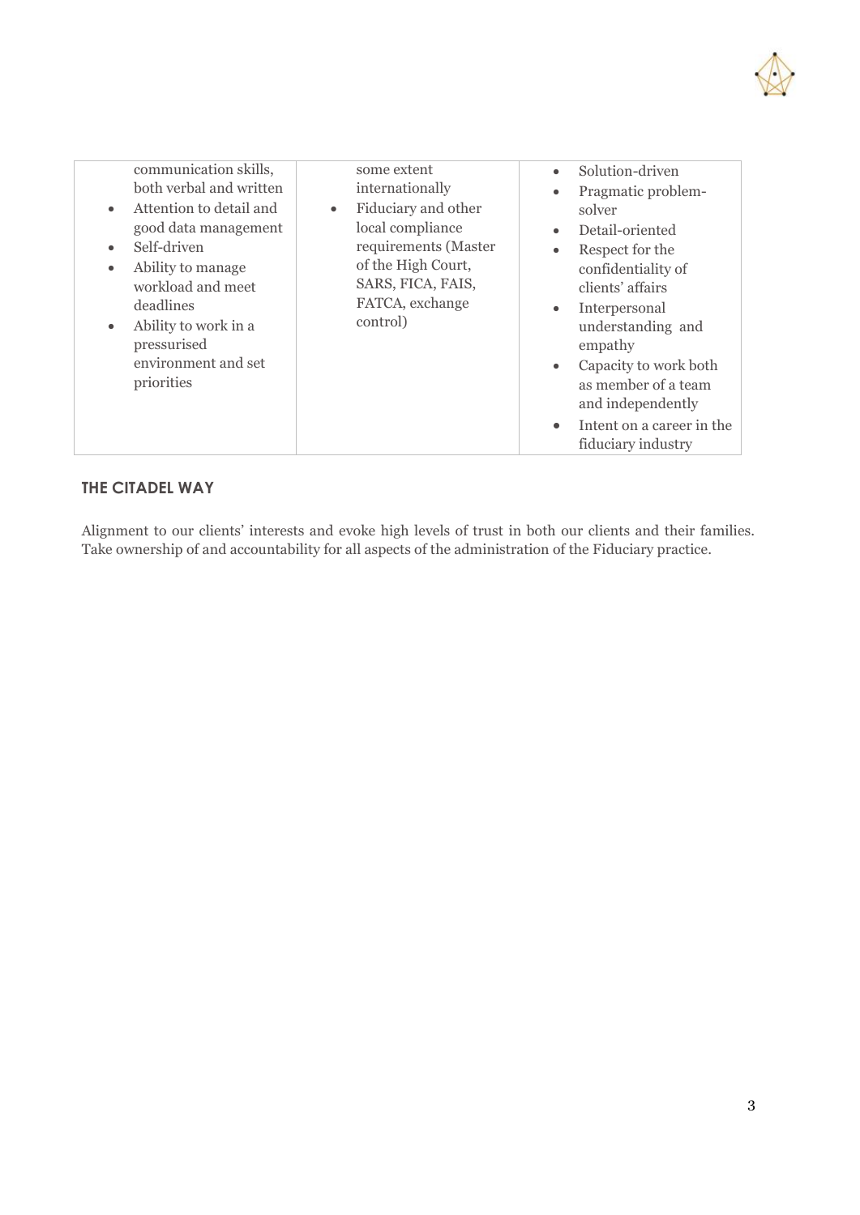| | | |
|---|---|---|
| communication skills, both verbal and written<br>• Attention to detail and good data management<br>• Self-driven<br>• Ability to manage workload and meet deadlines<br>• Ability to work in a pressurised environment and set priorities | some extent internationally<br>• Fiduciary and other local compliance requirements (Master of the High Court, SARS, FICA, FAIS, FATCA, exchange control) | • Solution-driven<br>• Pragmatic problem-solver<br>• Detail-oriented<br>• Respect for the confidentiality of clients' affairs<br>• Interpersonal understanding and empathy<br>• Capacity to work both as member of a team and independently<br>• Intent on a career in the fiduciary industry |

## THE CITADEL WAY

Alignment to our clients' interests and evoke high levels of trust in both our clients and their families. Take ownership of and accountability for all aspects of the administration of the Fiduciary practice.